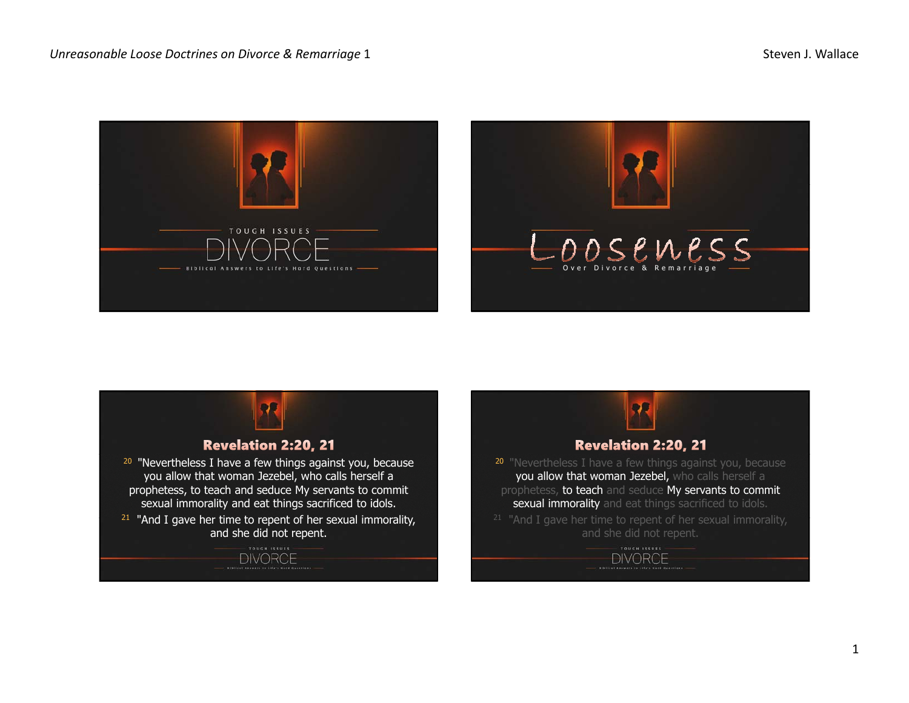TOUGH ISSUES

DIVORCE

Biblical Answers to Life's Hard Questions

Looseness

Over Divorce & Remarriage

## Revelation 2:20, 21

[20] "Nevertheless I have a few things against you, because you allow that woman Jezebel, who calls herself a prophetess, to teach and seduce My servants to commit sexual immorality and eat things sacrificed to idols.

[21] "And I gave her time to repent of her sexual immorality, and she did not repent.

TOUGH ISSUES

DIVORCE

Biblical Answers to Life's Hard Questions

## Revelation 2:20, 21

[20] "Nevertheless I have a few things against you, because you allow that woman Jezebel, who calls herself a prophetess, to teach and seduce My servants to commit sexual immorality and eat things sacrificed to idols.

[21] "And I gave her time to repent of her sexual immorality, and she did not repent.

TOUGH ISSUES

DIVORCE

Biblical Answers to Life's Hard Questions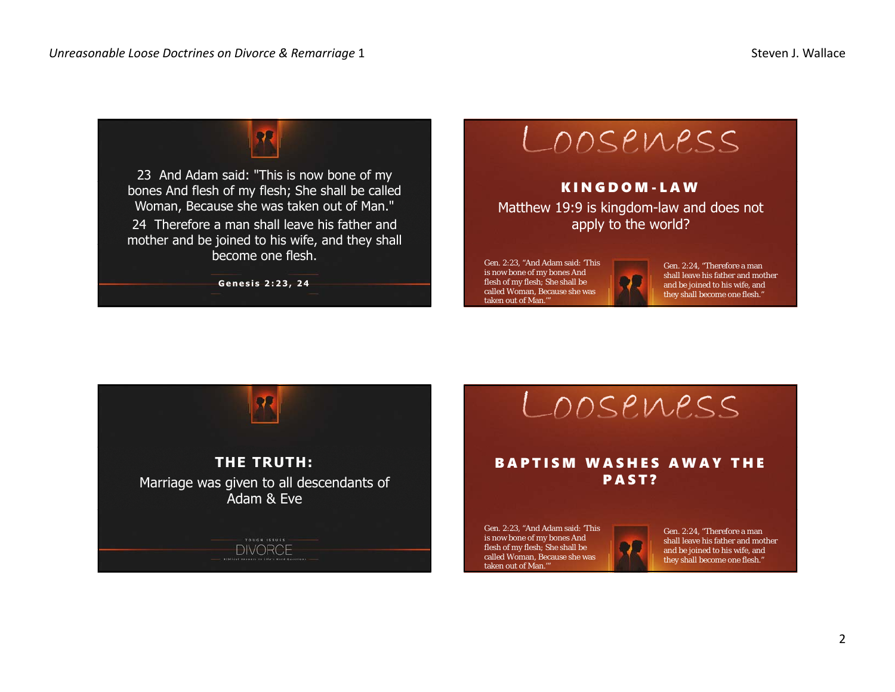23 And Adam said: "This is now bone of my bones And flesh of my flesh; She shall be called Woman, Because she was taken out of Man."

24 Therefore a man shall leave his father and mother and be joined to his wife, and they shall become one flesh.

**Genesis 2:23, 24**

# Looseness

**KINGDOM-LAW**

Matthew 19:9 is kingdom-law and does not apply to the world?

Gen. 2:23, "And Adam said: 'This is now bone of my bones And flesh of my flesh; She shall be called Woman, Because she was taken out of Man.'"

Gen. 2:24, "Therefore a man shall leave his father and mother and be joined to his wife, and they shall become one flesh."

**THE TRUTH:**

Marriage was given to all descendants of Adam & Eve

TOUGH ISSUES

DIVORCE

Biblical Answers to Life's Hard Questions

# Looseness

**BAPTISM WASHES AWAY THE PAST?**

Gen. 2:23, "And Adam said: 'This is now bone of my bones And flesh of my flesh; She shall be called Woman, Because she was taken out of Man.'"

Gen. 2:24, "Therefore a man shall leave his father and mother and be joined to his wife, and they shall become one flesh."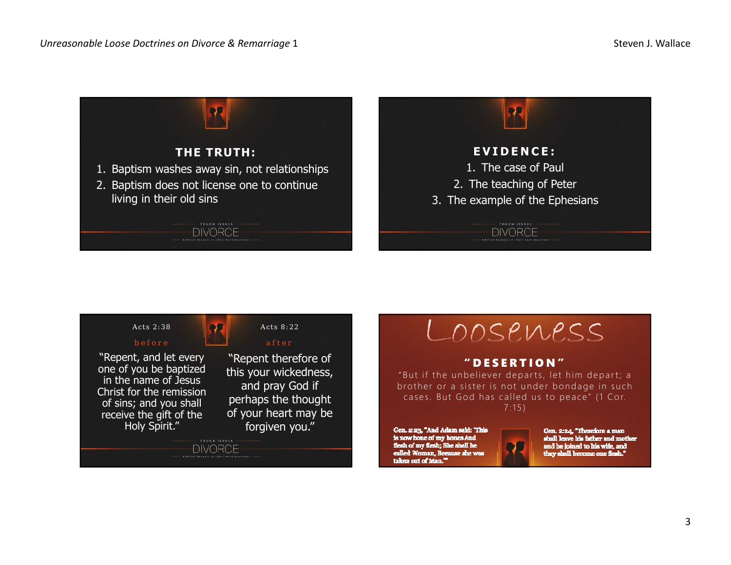## THE TRUTH:

1. Baptism washes away sin, not relationships
2. Baptism does not license one to continue living in their old sins

TOUGH ISSUES DIVORCE

## EVIDENCE:

1. The case of Paul
2. The teaching of Peter
3. The example of the Ephesians

TOUGH ISSUES DIVORCE

Acts 2:38

before

"Repent, and let every one of you be baptized in the name of Jesus Christ for the remission of sins; and you shall receive the gift of the Holy Spirit."

Acts 8:22

after

"Repent therefore of this your wickedness, and pray God if perhaps the thought of your heart may be forgiven you."

TOUGH ISSUES DIVORCE

## Looseness

### "DESERTION"

"But if the unbeliever departs, let him depart; a brother or a sister is not under bondage in such cases. But God has called us to peace" (1 Cor. 7:15)

Gen. 2:23, "And Adam said: 'This is now bone of my bones And flesh of my flesh; She shall be called Woman, Because she was taken out of Man.'"

Gen. 2:24, "Therefore a man shall leave his father and mother and be joined to his wife, and they shall become one flesh."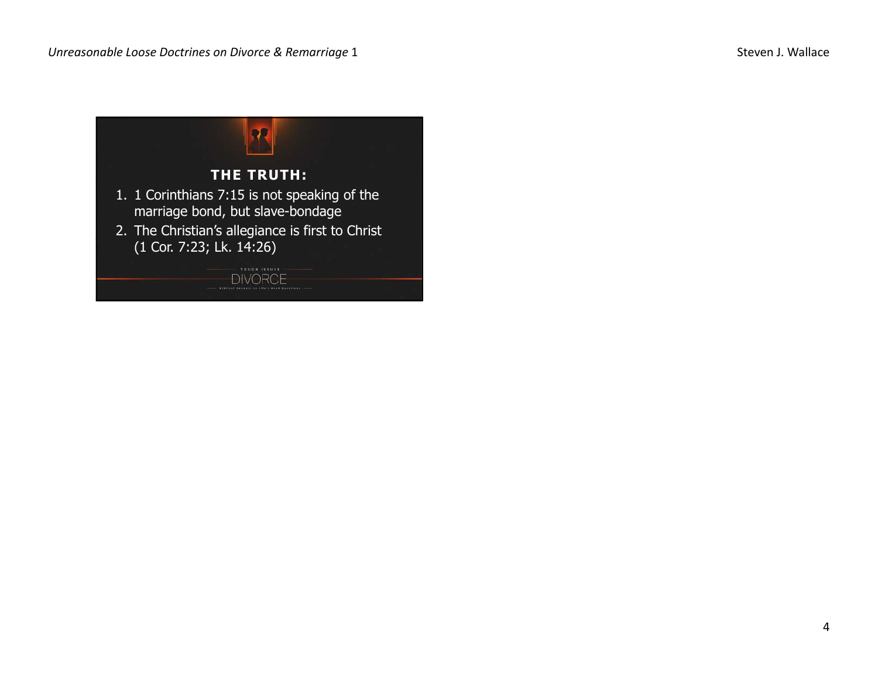**THE TRUTH:**

1. 1 Corinthians 7:15 is not speaking of the marriage bond, but slave-bondage
2. The Christian's allegiance is first to Christ (1 Cor. 7:23; Lk. 14:26)

TOUGH ISSUES

DIVORCE

Biblical Answers to Life's Hard Questions